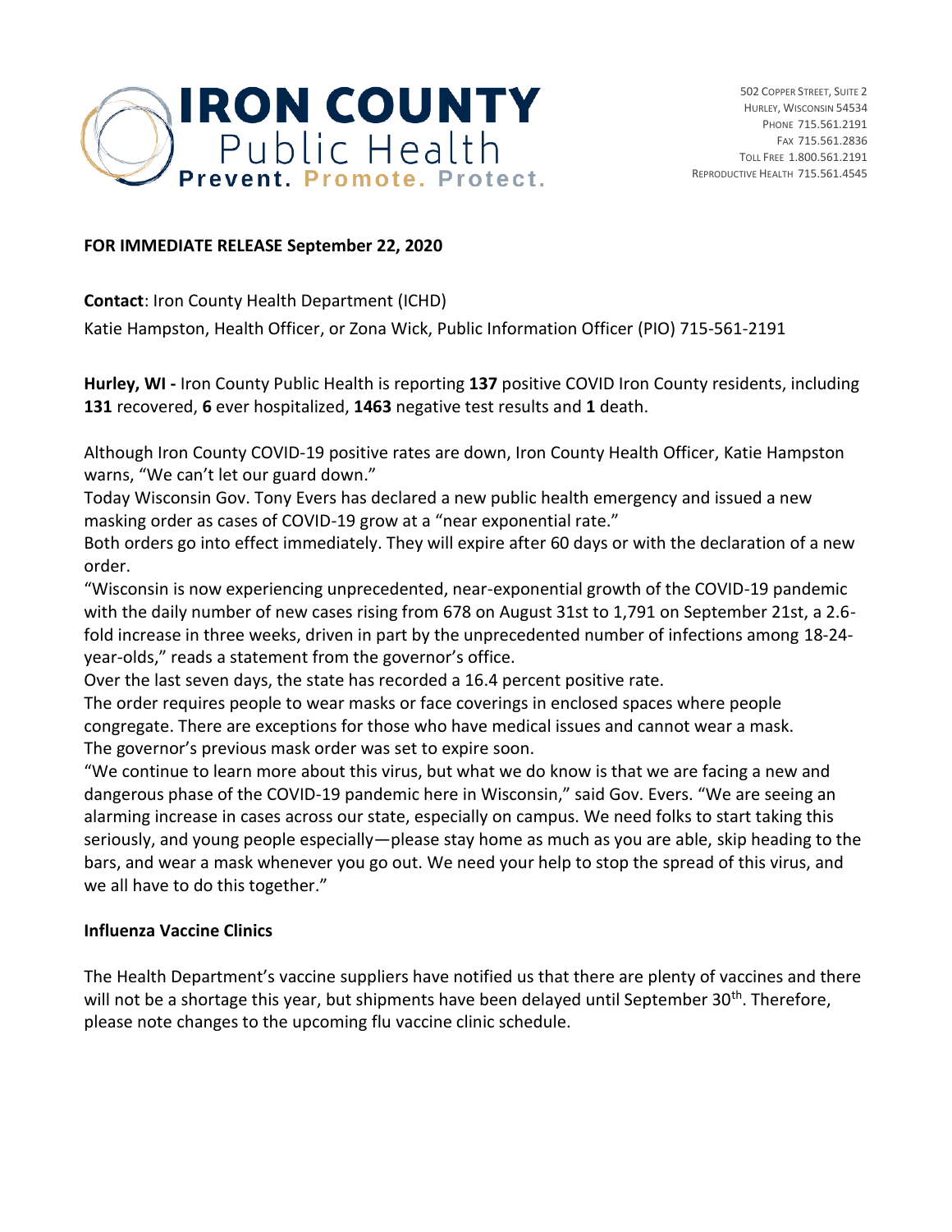# IRON COUNTY Public Health

**Prevent. Promote. Protect.**

502 Copper Street, Suite 2
Hurley, Wisconsin 54534
Phone 715.561.2191
Fax 715.561.2836
Toll Free 1.800.561.2191
Reproductive Health 715.561.4545

**FOR IMMEDIATE RELEASE September 22, 2020**

**Contact**: Iron County Health Department (ICHD)

Katie Hampston, Health Officer, or Zona Wick, Public Information Officer (PIO) 715-561-2191

**Hurley, WI -** Iron County Public Health is reporting **137** positive COVID Iron County residents, including **131** recovered, **6** ever hospitalized, **1463** negative test results and **1** death.

Although Iron County COVID-19 positive rates are down, Iron County Health Officer, Katie Hampston warns, "We can't let our guard down."

Today Wisconsin Gov. Tony Evers has declared a new public health emergency and issued a new masking order as cases of COVID-19 grow at a "near exponential rate."

Both orders go into effect immediately. They will expire after 60 days or with the declaration of a new order.

"Wisconsin is now experiencing unprecedented, near-exponential growth of the COVID-19 pandemic with the daily number of new cases rising from 678 on August 31st to 1,791 on September 21st, a 2.6-fold increase in three weeks, driven in part by the unprecedented number of infections among 18-24-year-olds," reads a statement from the governor's office.

Over the last seven days, the state has recorded a 16.4 percent positive rate.

The order requires people to wear masks or face coverings in enclosed spaces where people congregate. There are exceptions for those who have medical issues and cannot wear a mask.

The governor's previous mask order was set to expire soon.

"We continue to learn more about this virus, but what we do know is that we are facing a new and dangerous phase of the COVID-19 pandemic here in Wisconsin," said Gov. Evers. "We are seeing an alarming increase in cases across our state, especially on campus. We need folks to start taking this seriously, and young people especially—please stay home as much as you are able, skip heading to the bars, and wear a mask whenever you go out. We need your help to stop the spread of this virus, and we all have to do this together."

## Influenza Vaccine Clinics

The Health Department's vaccine suppliers have notified us that there are plenty of vaccines and there will not be a shortage this year, but shipments have been delayed until September 30th. Therefore, please note changes to the upcoming flu vaccine clinic schedule.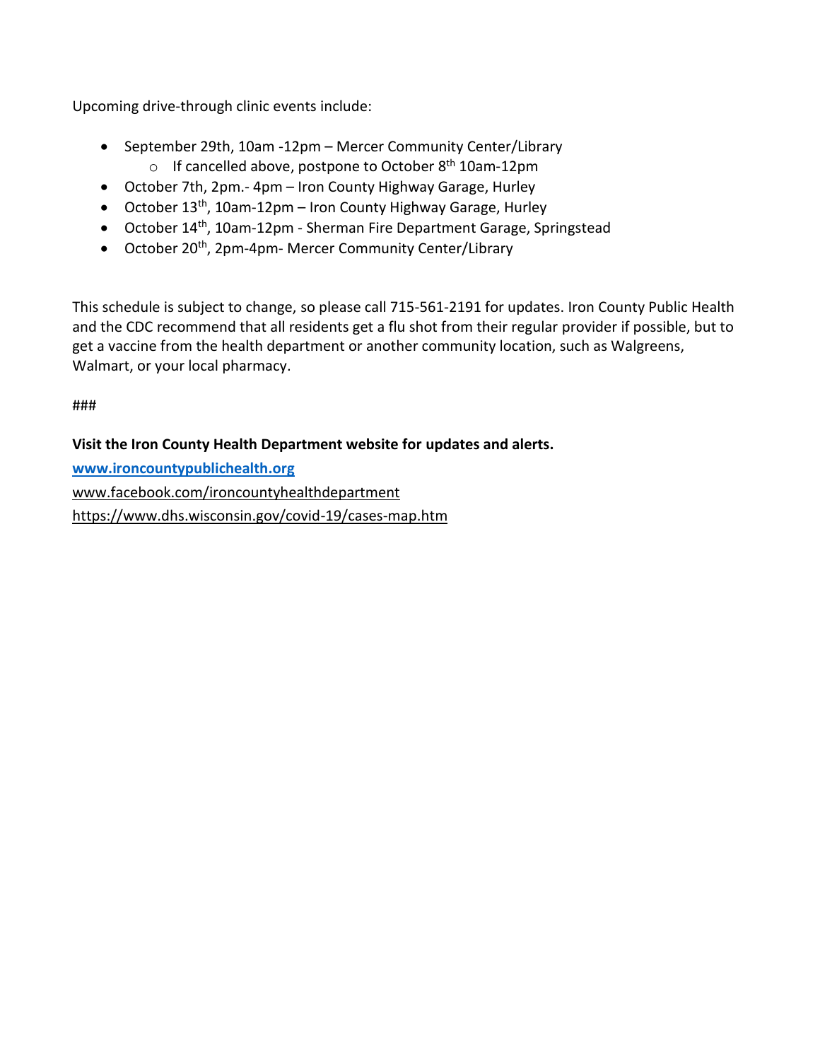Upcoming drive-through clinic events include:

- September 29th, 10am -12pm – Mercer Community Center/Library
  - If cancelled above, postpone to October 8th 10am-12pm
- October 7th, 2pm.- 4pm – Iron County Highway Garage, Hurley
- October 13th, 10am-12pm – Iron County Highway Garage, Hurley
- October 14th, 10am-12pm - Sherman Fire Department Garage, Springstead
- October 20th, 2pm-4pm- Mercer Community Center/Library

This schedule is subject to change, so please call 715-561-2191 for updates. Iron County Public Health and the CDC recommend that all residents get a flu shot from their regular provider if possible, but to get a vaccine from the health department or another community location, such as Walgreens, Walmart, or your local pharmacy.

###

**Visit the Iron County Health Department website for updates and alerts.**

**www.ironcountypublichealth.org**

www.facebook.com/ironcountyhealthdepartment

https://www.dhs.wisconsin.gov/covid-19/cases-map.htm